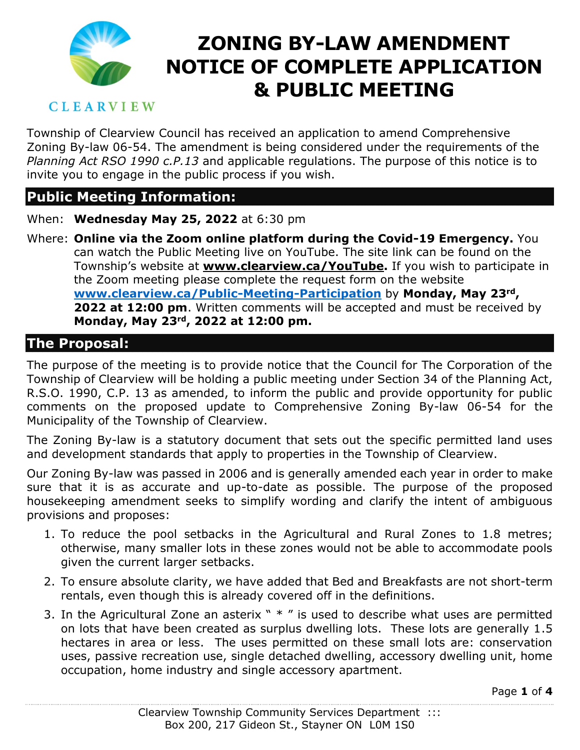CLEARVIEW

# ZONING BY-LAW AMENDMENT NOTICE OF COMPLETE APPLICATION & PUBLIC MEETING

Township of Clearview Council has received an application to amend Comprehensive Zoning By-law 06-54. The amendment is being considered under the requirements of the *Planning Act RSO 1990 c.P.13* and applicable regulations. The purpose of this notice is to invite you to engage in the public process if you wish.

## Public Meeting Information:

When: **Wednesday May 25, 2022** at 6:30 pm

Where: **Online via the Zoom online platform during the Covid-19 Emergency.** You can watch the Public Meeting live on YouTube. The site link can be found on the Township's website at **www.clearview.ca/YouTube.** If you wish to participate in the Zoom meeting please complete the request form on the website **www.clearview.ca/Public-Meeting-Participation** by **Monday, May 23rd, 2022 at 12:00 pm**. Written comments will be accepted and must be received by **Monday, May 23rd, 2022 at 12:00 pm.**

## The Proposal:

The purpose of the meeting is to provide notice that the Council for The Corporation of the Township of Clearview will be holding a public meeting under Section 34 of the Planning Act, R.S.O. 1990, C.P. 13 as amended, to inform the public and provide opportunity for public comments on the proposed update to Comprehensive Zoning By-law 06-54 for the Municipality of the Township of Clearview.

The Zoning By-law is a statutory document that sets out the specific permitted land uses and development standards that apply to properties in the Township of Clearview.

Our Zoning By-law was passed in 2006 and is generally amended each year in order to make sure that it is as accurate and up-to-date as possible. The purpose of the proposed housekeeping amendment seeks to simplify wording and clarify the intent of ambiguous provisions and proposes:

1. To reduce the pool setbacks in the Agricultural and Rural Zones to 1.8 metres; otherwise, many smaller lots in these zones would not be able to accommodate pools given the current larger setbacks.
2. To ensure absolute clarity, we have added that Bed and Breakfasts are not short-term rentals, even though this is already covered off in the definitions.
3. In the Agricultural Zone an asterix " * " is used to describe what uses are permitted on lots that have been created as surplus dwelling lots. These lots are generally 1.5 hectares in area or less. The uses permitted on these small lots are: conservation uses, passive recreation use, single detached dwelling, accessory dwelling unit, home occupation, home industry and single accessory apartment.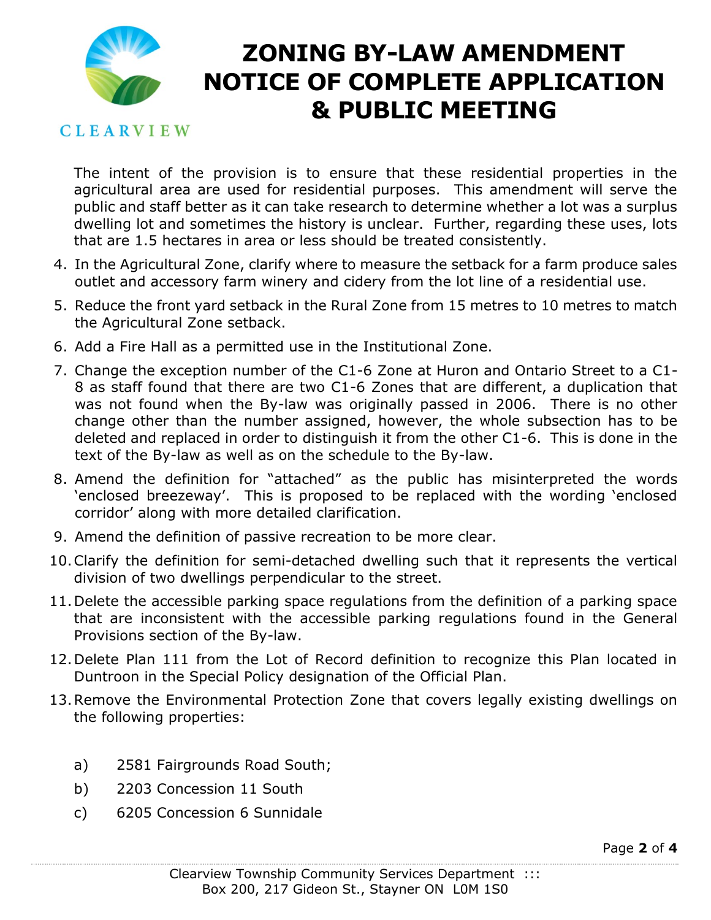# ZONING BY-LAW AMENDMENT NOTICE OF COMPLETE APPLICATION & PUBLIC MEETING

The intent of the provision is to ensure that these residential properties in the agricultural area are used for residential purposes. This amendment will serve the public and staff better as it can take research to determine whether a lot was a surplus dwelling lot and sometimes the history is unclear. Further, regarding these uses, lots that are 1.5 hectares in area or less should be treated consistently.

4. In the Agricultural Zone, clarify where to measure the setback for a farm produce sales outlet and accessory farm winery and cidery from the lot line of a residential use.
5. Reduce the front yard setback in the Rural Zone from 15 metres to 10 metres to match the Agricultural Zone setback.
6. Add a Fire Hall as a permitted use in the Institutional Zone.
7. Change the exception number of the C1-6 Zone at Huron and Ontario Street to a C1-8 as staff found that there are two C1-6 Zones that are different, a duplication that was not found when the By-law was originally passed in 2006. There is no other change other than the number assigned, however, the whole subsection has to be deleted and replaced in order to distinguish it from the other C1-6. This is done in the text of the By-law as well as on the schedule to the By-law.
8. Amend the definition for "attached" as the public has misinterpreted the words 'enclosed breezeway'. This is proposed to be replaced with the wording 'enclosed corridor' along with more detailed clarification.
9. Amend the definition of passive recreation to be more clear.
10. Clarify the definition for semi-detached dwelling such that it represents the vertical division of two dwellings perpendicular to the street.
11. Delete the accessible parking space regulations from the definition of a parking space that are inconsistent with the accessible parking regulations found in the General Provisions section of the By-law.
12. Delete Plan 111 from the Lot of Record definition to recognize this Plan located in Duntroon in the Special Policy designation of the Official Plan.
13. Remove the Environmental Protection Zone that covers legally existing dwellings on the following properties:

    a) 2581 Fairgrounds Road South;
    b) 2203 Concession 11 South
    c) 6205 Concession 6 Sunnidale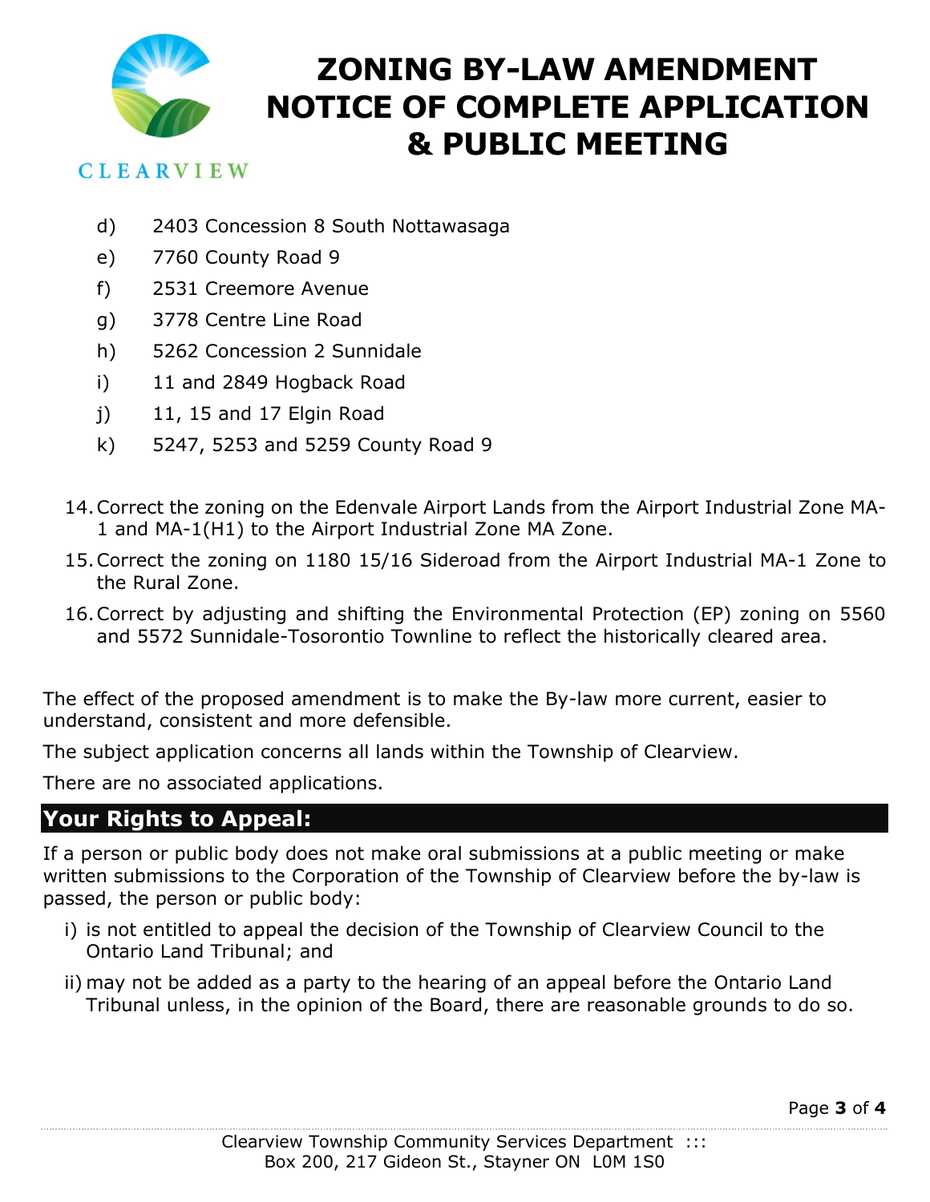# ZONING BY-LAW AMENDMENT NOTICE OF COMPLETE APPLICATION & PUBLIC MEETING

d) 2403 Concession 8 South Nottawasaga

e) 7760 County Road 9

f) 2531 Creemore Avenue

g) 3778 Centre Line Road

h) 5262 Concession 2 Sunnidale

i) 11 and 2849 Hogback Road

j) 11, 15 and 17 Elgin Road

k) 5247, 5253 and 5259 County Road 9

14. Correct the zoning on the Edenvale Airport Lands from the Airport Industrial Zone MA-1 and MA-1(H1) to the Airport Industrial Zone MA Zone.
15. Correct the zoning on 1180 15/16 Sideroad from the Airport Industrial MA-1 Zone to the Rural Zone.
16. Correct by adjusting and shifting the Environmental Protection (EP) zoning on 5560 and 5572 Sunnidale-Tosorontio Townline to reflect the historically cleared area.

The effect of the proposed amendment is to make the By-law more current, easier to understand, consistent and more defensible.

The subject application concerns all lands within the Township of Clearview.

There are no associated applications.

## Your Rights to Appeal:

If a person or public body does not make oral submissions at a public meeting or make written submissions to the Corporation of the Township of Clearview before the by-law is passed, the person or public body:

i) is not entitled to appeal the decision of the Township of Clearview Council to the Ontario Land Tribunal; and

ii) may not be added as a party to the hearing of an appeal before the Ontario Land Tribunal unless, in the opinion of the Board, there are reasonable grounds to do so.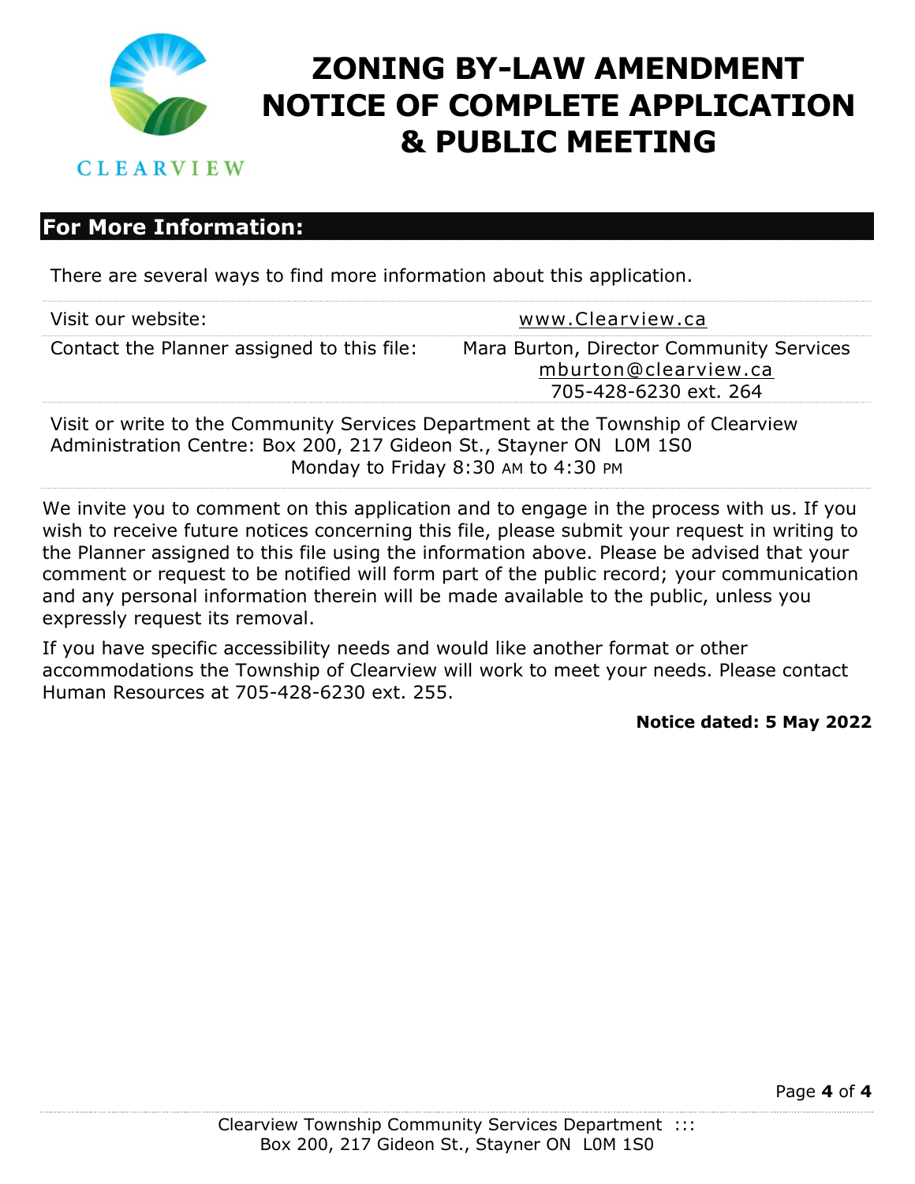# ZONING BY-LAW AMENDMENT NOTICE OF COMPLETE APPLICATION & PUBLIC MEETING

## For More Information:

There are several ways to find more information about this application.

| | |
|---|---|
| Visit our website: | www.Clearview.ca |
| Contact the Planner assigned to this file: | Mara Burton, Director Community Services<br>mburton@clearview.ca<br>705-428-6230 ext. 264 |

Visit or write to the Community Services Department at the Township of Clearview Administration Centre: Box 200, 217 Gideon St., Stayner ON L0M 1S0
Monday to Friday 8:30 AM to 4:30 PM

We invite you to comment on this application and to engage in the process with us. If you wish to receive future notices concerning this file, please submit your request in writing to the Planner assigned to this file using the information above. Please be advised that your comment or request to be notified will form part of the public record; your communication and any personal information therein will be made available to the public, unless you expressly request its removal.

If you have specific accessibility needs and would like another format or other accommodations the Township of Clearview will work to meet your needs. Please contact Human Resources at 705-428-6230 ext. 255.

**Notice dated: 5 May 2022**